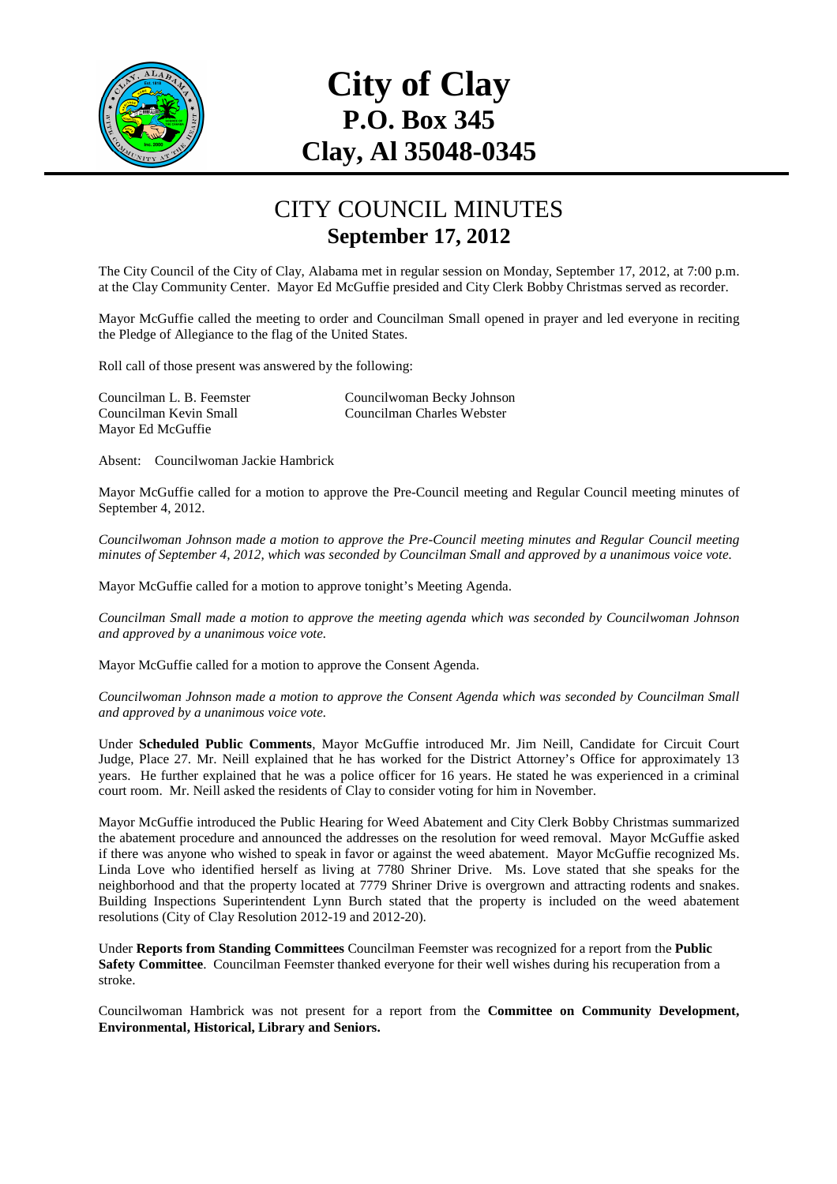# City of Clay
## P.O. Box 345
## Clay, Al 35048-0345

## CITY COUNCIL MINUTES
### September 17, 2012

The City Council of the City of Clay, Alabama met in regular session on Monday, September 17, 2012, at 7:00 p.m. at the Clay Community Center. Mayor Ed McGuffie presided and City Clerk Bobby Christmas served as recorder.

Mayor McGuffie called the meeting to order and Councilman Small opened in prayer and led everyone in reciting the Pledge of Allegiance to the flag of the United States.

Roll call of those present was answered by the following:

Councilman L. B. Feemster
Councilwoman Becky Johnson
Councilman Kevin Small
Councilman Charles Webster
Mayor Ed McGuffie

Absent: Councilwoman Jackie Hambrick

Mayor McGuffie called for a motion to approve the Pre-Council meeting and Regular Council meeting minutes of September 4, 2012.

*Councilwoman Johnson made a motion to approve the Pre-Council meeting minutes and Regular Council meeting minutes of September 4, 2012, which was seconded by Councilman Small and approved by a unanimous voice vote.*

Mayor McGuffie called for a motion to approve tonight's Meeting Agenda.

*Councilman Small made a motion to approve the meeting agenda which was seconded by Councilwoman Johnson and approved by a unanimous voice vote.*

Mayor McGuffie called for a motion to approve the Consent Agenda.

*Councilwoman Johnson made a motion to approve the Consent Agenda which was seconded by Councilman Small and approved by a unanimous voice vote.*

Under **Scheduled Public Comments**, Mayor McGuffie introduced Mr. Jim Neill, Candidate for Circuit Court Judge, Place 27. Mr. Neill explained that he has worked for the District Attorney's Office for approximately 13 years. He further explained that he was a police officer for 16 years. He stated he was experienced in a criminal court room. Mr. Neill asked the residents of Clay to consider voting for him in November.

Mayor McGuffie introduced the Public Hearing for Weed Abatement and City Clerk Bobby Christmas summarized the abatement procedure and announced the addresses on the resolution for weed removal. Mayor McGuffie asked if there was anyone who wished to speak in favor or against the weed abatement. Mayor McGuffie recognized Ms. Linda Love who identified herself as living at 7780 Shriner Drive. Ms. Love stated that she speaks for the neighborhood and that the property located at 7779 Shriner Drive is overgrown and attracting rodents and snakes. Building Inspections Superintendent Lynn Burch stated that the property is included on the weed abatement resolutions (City of Clay Resolution 2012-19 and 2012-20).

Under **Reports from Standing Committees** Councilman Feemster was recognized for a report from the **Public Safety Committee**. Councilman Feemster thanked everyone for their well wishes during his recuperation from a stroke.

Councilwoman Hambrick was not present for a report from the **Committee on Community Development, Environmental, Historical, Library and Seniors.**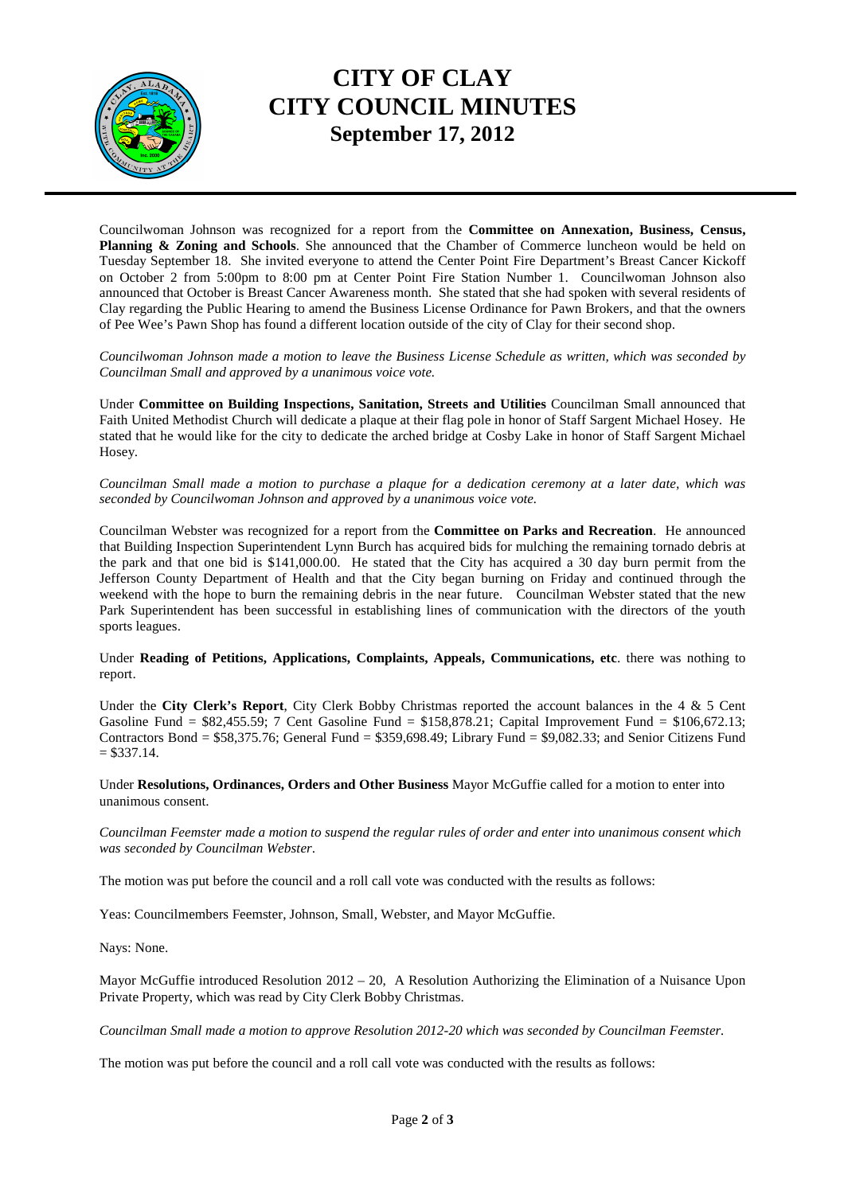# CITY OF CLAY
# CITY COUNCIL MINUTES
## September 17, 2012

Councilwoman Johnson was recognized for a report from the **Committee on Annexation, Business, Census, Planning & Zoning and Schools**. She announced that the Chamber of Commerce luncheon would be held on Tuesday September 18. She invited everyone to attend the Center Point Fire Department's Breast Cancer Kickoff on October 2 from 5:00pm to 8:00 pm at Center Point Fire Station Number 1. Councilwoman Johnson also announced that October is Breast Cancer Awareness month. She stated that she had spoken with several residents of Clay regarding the Public Hearing to amend the Business License Ordinance for Pawn Brokers, and that the owners of Pee Wee's Pawn Shop has found a different location outside of the city of Clay for their second shop.

*Councilwoman Johnson made a motion to leave the Business License Schedule as written, which was seconded by Councilman Small and approved by a unanimous voice vote.*

Under **Committee on Building Inspections, Sanitation, Streets and Utilities** Councilman Small announced that Faith United Methodist Church will dedicate a plaque at their flag pole in honor of Staff Sargent Michael Hosey. He stated that he would like for the city to dedicate the arched bridge at Cosby Lake in honor of Staff Sargent Michael Hosey.

*Councilman Small made a motion to purchase a plaque for a dedication ceremony at a later date, which was seconded by Councilwoman Johnson and approved by a unanimous voice vote.*

Councilman Webster was recognized for a report from the **Committee on Parks and Recreation**. He announced that Building Inspection Superintendent Lynn Burch has acquired bids for mulching the remaining tornado debris at the park and that one bid is $141,000.00. He stated that the City has acquired a 30 day burn permit from the Jefferson County Department of Health and that the City began burning on Friday and continued through the weekend with the hope to burn the remaining debris in the near future. Councilman Webster stated that the new Park Superintendent has been successful in establishing lines of communication with the directors of the youth sports leagues.

Under **Reading of Petitions, Applications, Complaints, Appeals, Communications, etc**. there was nothing to report.

Under the **City Clerk's Report**, City Clerk Bobby Christmas reported the account balances in the 4 & 5 Cent Gasoline Fund = $82,455.59; 7 Cent Gasoline Fund = $158,878.21; Capital Improvement Fund = $106,672.13; Contractors Bond = $58,375.76; General Fund = $359,698.49; Library Fund = $9,082.33; and Senior Citizens Fund = $337.14.

Under **Resolutions, Ordinances, Orders and Other Business** Mayor McGuffie called for a motion to enter into unanimous consent.

*Councilman Feemster made a motion to suspend the regular rules of order and enter into unanimous consent which was seconded by Councilman Webster.*

The motion was put before the council and a roll call vote was conducted with the results as follows:

Yeas: Councilmembers Feemster, Johnson, Small, Webster, and Mayor McGuffie.

Nays: None.

Mayor McGuffie introduced Resolution 2012 – 20, A Resolution Authorizing the Elimination of a Nuisance Upon Private Property, which was read by City Clerk Bobby Christmas.

*Councilman Small made a motion to approve Resolution 2012-20 which was seconded by Councilman Feemster.*

The motion was put before the council and a roll call vote was conducted with the results as follows: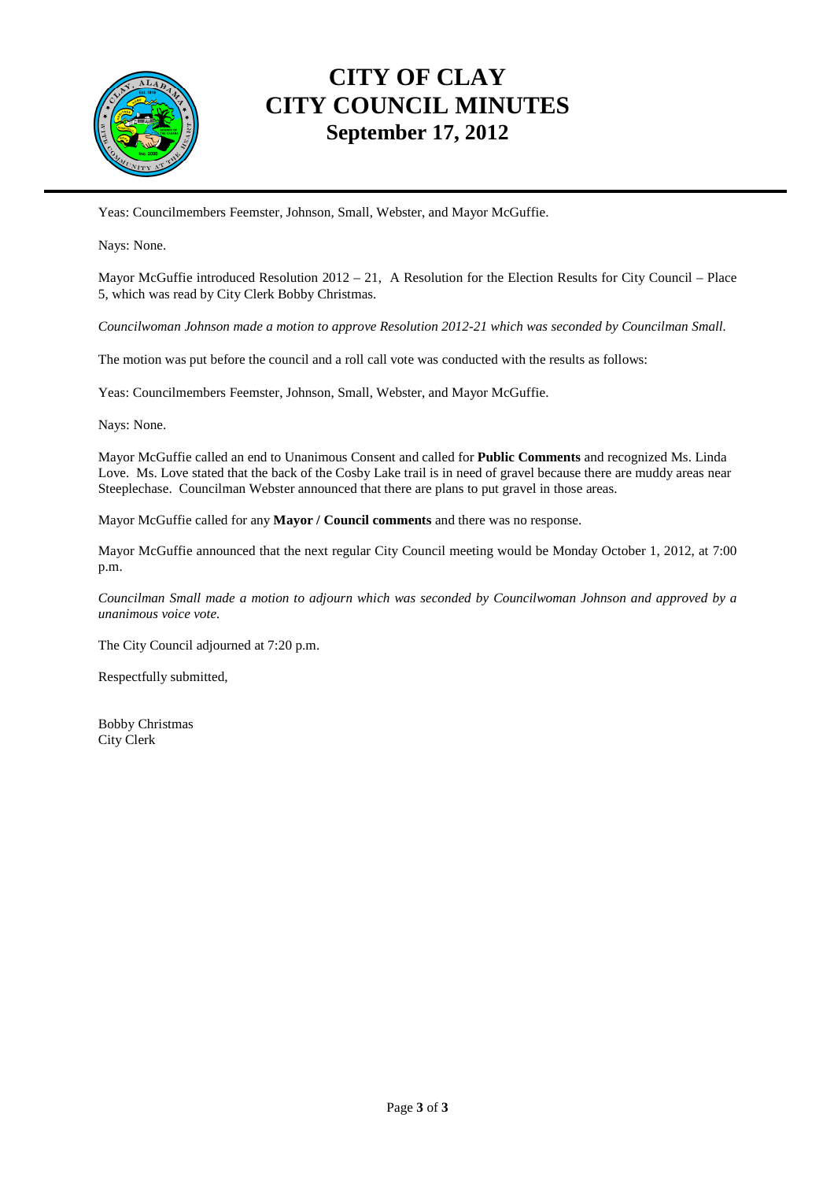# CITY OF CLAY
# CITY COUNCIL MINUTES
## September 17, 2012

Yeas: Councilmembers Feemster, Johnson, Small, Webster, and Mayor McGuffie.

Nays: None.

Mayor McGuffie introduced Resolution 2012 – 21, A Resolution for the Election Results for City Council – Place 5, which was read by City Clerk Bobby Christmas.

*Councilwoman Johnson made a motion to approve Resolution 2012-21 which was seconded by Councilman Small.*

The motion was put before the council and a roll call vote was conducted with the results as follows:

Yeas: Councilmembers Feemster, Johnson, Small, Webster, and Mayor McGuffie.

Nays: None.

Mayor McGuffie called an end to Unanimous Consent and called for **Public Comments** and recognized Ms. Linda Love. Ms. Love stated that the back of the Cosby Lake trail is in need of gravel because there are muddy areas near Steeplechase. Councilman Webster announced that there are plans to put gravel in those areas.

Mayor McGuffie called for any **Mayor / Council comments** and there was no response.

Mayor McGuffie announced that the next regular City Council meeting would be Monday October 1, 2012, at 7:00 p.m.

*Councilman Small made a motion to adjourn which was seconded by Councilwoman Johnson and approved by a unanimous voice vote.*

The City Council adjourned at 7:20 p.m.

Respectfully submitted,

Bobby Christmas
City Clerk